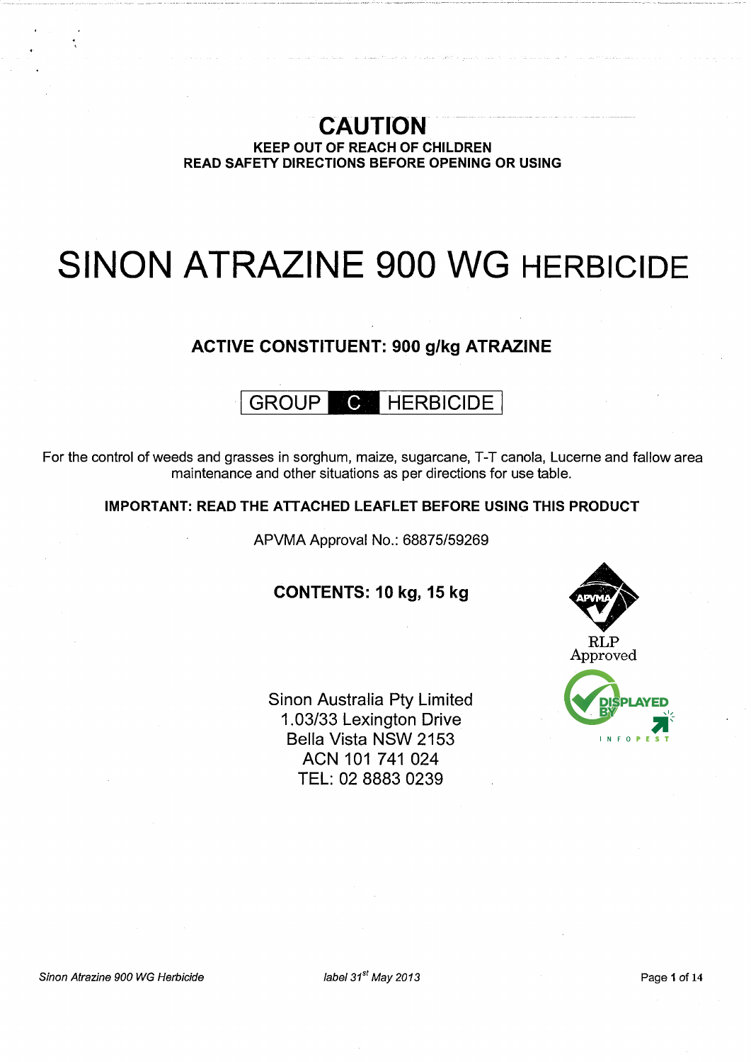# CAUTION

**KEEP OUT OF REACH OF CHILDREN**
**READ SAFETY DIRECTIONS BEFORE OPENING OR USING**

# SINON ATRAZINE 900 WG HERBICIDE

**ACTIVE CONSTITUENT: 900 g/kg ATRAZINE**

**GROUP C HERBICIDE**

For the control of weeds and grasses in sorghum, maize, sugarcane, T-T canola, Lucerne and fallow area maintenance and other situations as per directions for use table.

**IMPORTANT: READ THE ATTACHED LEAFLET BEFORE USING THIS PRODUCT**

APVMA Approval No.: 68875/59269

**CONTENTS: 10 kg, 15 kg**

APVMA RLP Approved

DISPLAYED BY INFOPEST

Sinon Australia Pty Limited
1.03/33 Lexington Drive
Bella Vista NSW 2153
ACN 101 741 024
TEL: 02 8883 0239

*Sinon Atrazine 900 WG Herbicide* *label 31st May 2013*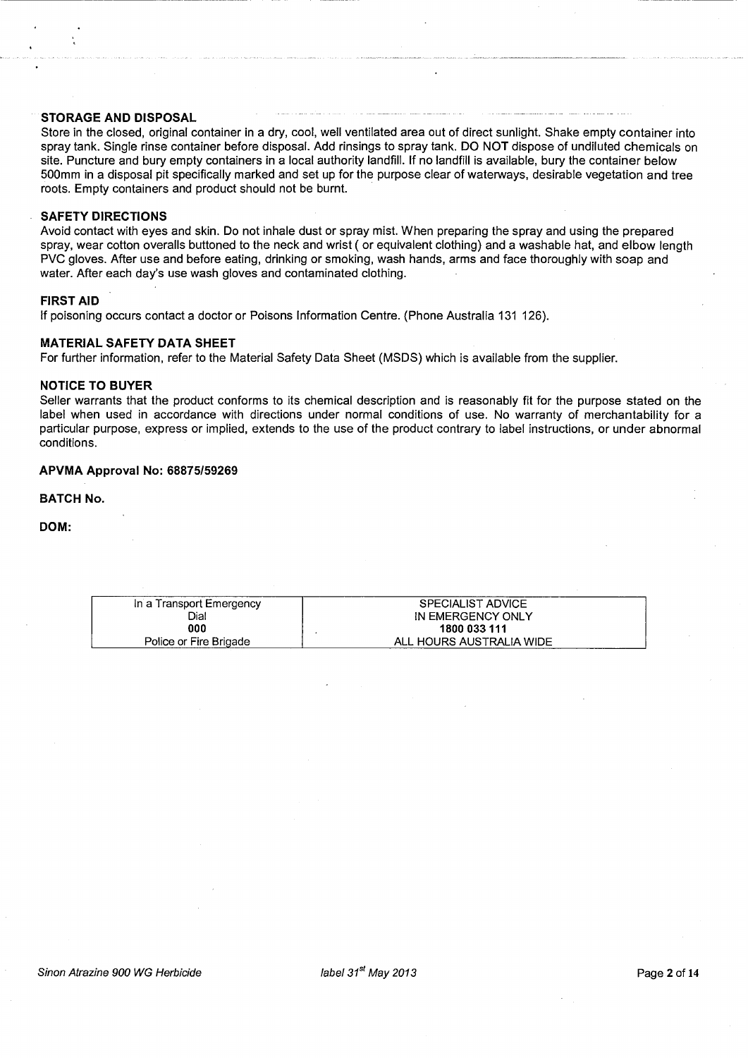## STORAGE AND DISPOSAL

Store in the closed, original container in a dry, cool, well ventilated area out of direct sunlight. Shake empty container into spray tank. Single rinse container before disposal. Add rinsings to spray tank. DO NOT dispose of undiluted chemicals on site. Puncture and bury empty containers in a local authority landfill. If no landfill is available, bury the container below 500mm in a disposal pit specifically marked and set up for the purpose clear of waterways, desirable vegetation and tree roots. Empty containers and product should not be burnt.

## SAFETY DIRECTIONS

Avoid contact with eyes and skin. Do not inhale dust or spray mist. When preparing the spray and using the prepared spray, wear cotton overalls buttoned to the neck and wrist ( or equivalent clothing) and a washable hat, and elbow length PVC gloves. After use and before eating, drinking or smoking, wash hands, arms and face thoroughly with soap and water. After each day's use wash gloves and contaminated clothing.

## FIRST AID

If poisoning occurs contact a doctor or Poisons Information Centre. (Phone Australia 131 126).

## MATERIAL SAFETY DATA SHEET

For further information, refer to the Material Safety Data Sheet (MSDS) which is available from the supplier.

## NOTICE TO BUYER

Seller warrants that the product conforms to its chemical description and is reasonably fit for the purpose stated on the label when used in accordance with directions under normal conditions of use. No warranty of merchantability for a particular purpose, express or implied, extends to the use of the product contrary to label instructions, or under abnormal conditions.

**APVMA Approval No: 68875/59269**

**BATCH No.**

**DOM:**

| In a Transport Emergency<br>Dial<br>**000**<br>Police or Fire Brigade | SPECIALIST ADVICE<br>IN EMERGENCY ONLY<br>**1800 033 111**<br>ALL HOURS AUSTRALIA WIDE |
|---|---|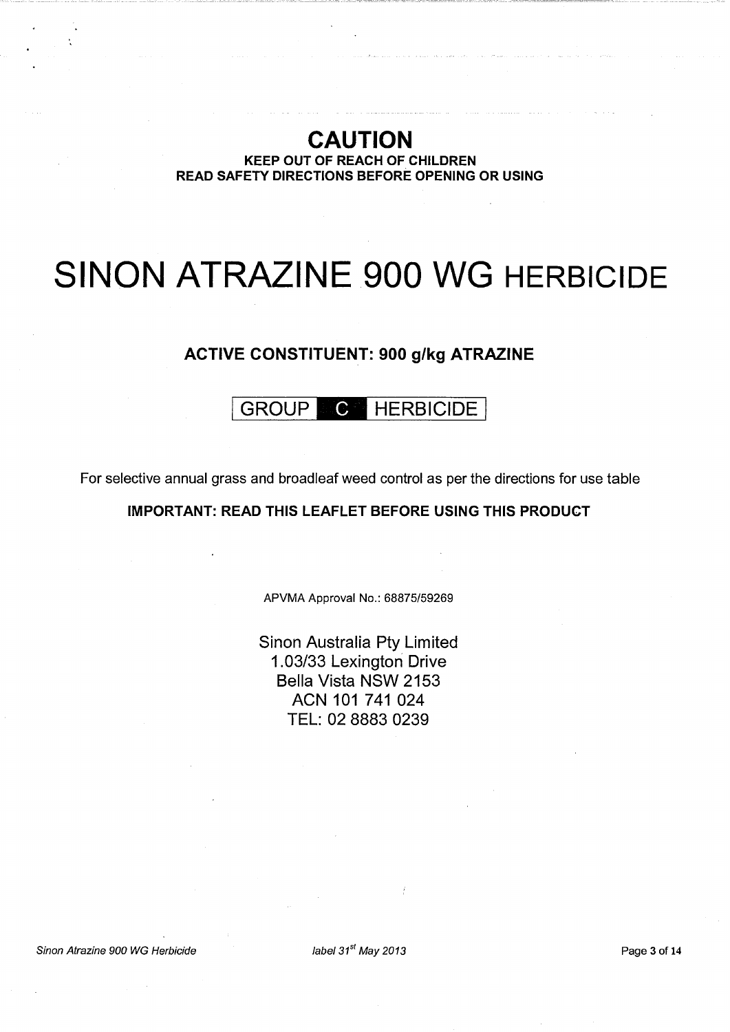## CAUTION

**KEEP OUT OF REACH OF CHILDREN**
**READ SAFETY DIRECTIONS BEFORE OPENING OR USING**

# SINON ATRAZINE 900 WG HERBICIDE

**ACTIVE CONSTITUENT: 900 g/kg ATRAZINE**

GROUP **C** HERBICIDE

For selective annual grass and broadleaf weed control as per the directions for use table

**IMPORTANT: READ THIS LEAFLET BEFORE USING THIS PRODUCT**

APVMA Approval No.: 68875/59269

Sinon Australia Pty Limited
1.03/33 Lexington Drive
Bella Vista NSW 2153
ACN 101 741 024
TEL: 02 8883 0239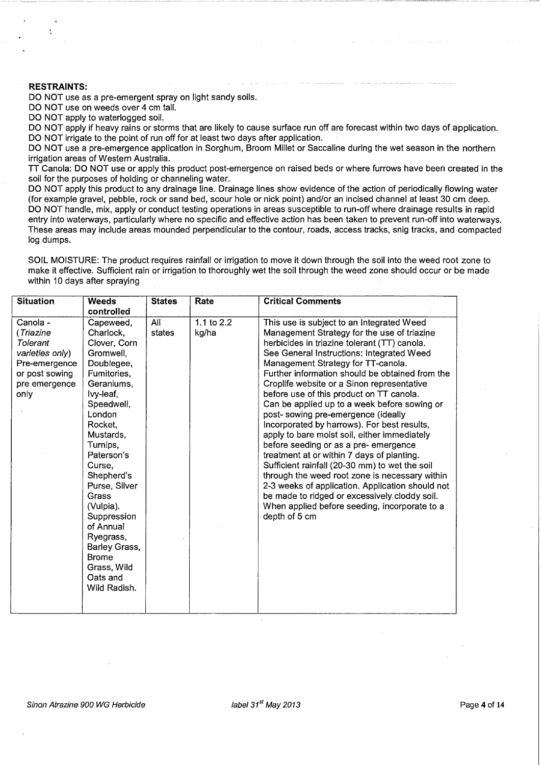**RESTRAINTS:**

DO NOT use as a pre-emergent spray on light sandy soils.

DO NOT use on weeds over 4 cm tall.

DO NOT apply to waterlogged soil.

DO NOT apply if heavy rains or storms that are likely to cause surface run off are forecast within two days of application.

DO NOT irrigate to the point of run off for at least two days after application.

DO NOT use a pre-emergence application in Sorghum, Broom Millet or Saccaline during the wet season in the northern irrigation areas of Western Australia.

TT Canola: DO NOT use or apply this product post-emergence on raised beds or where furrows have been created in the soil for the purposes of holding or channeling water.

DO NOT apply this product to any drainage line. Drainage lines show evidence of the action of periodically flowing water (for example gravel, pebble, rock or sand bed, scour hole or nick point) and/or an incised channel at least 30 cm deep.

DO NOT handle, mix, apply or conduct testing operations in areas susceptible to run-off where drainage results in rapid entry into waterways, particularly where no specific and effective action has been taken to prevent run-off into waterways. These areas may include areas mounded perpendicular to the contour, roads, access tracks, snig tracks, and compacted log dumps.

SOIL MOISTURE: The product requires rainfall or irrigation to move it down through the soil into the weed root zone to make it effective. Sufficient rain or irrigation to thoroughly wet the soil through the weed zone should occur or be made within 10 days after spraying

| Situation | Weeds controlled | States | Rate | Critical Comments |
|---|---|---|---|---|
| Canola - (*Triazine Tolerant varieties only*) Pre-emergence or post sowing pre emergence only | Capeweed, Charlock, Clover, Corn Gromwell, Doublegee, Fumitories, Geraniums, Ivy-leaf, Speedwell, London Rocket, Mustards, Turnips, Paterson's Curse, Shepherd's Purse, Silver Grass (Vulpia). Suppression of Annual Ryegrass, Barley Grass, Brome Grass, Wild Oats and Wild Radish. | All states | 1.1 to 2.2 kg/ha | This use is subject to an Integrated Weed Management Strategy for the use of triazine herbicides in triazine tolerant (TT) canola. See General Instructions: Integrated Weed Management Strategy for TT-canola. Further information should be obtained from the Croplife website or a Sinon representative before use of this product on TT canola. Can be applied up to a week before sowing or post- sowing pre-emergence (ideally incorporated by harrows). For best results, apply to bare moist soil, either immediately before seeding or as a pre- emergence treatment at or within 7 days of planting. Sufficient rainfall (20-30 mm) to wet the soil through the weed root zone is necessary within 2-3 weeks of application. Application should not be made to ridged or excessively cloddy soil. When applied before seeding, incorporate to a depth of 5 cm |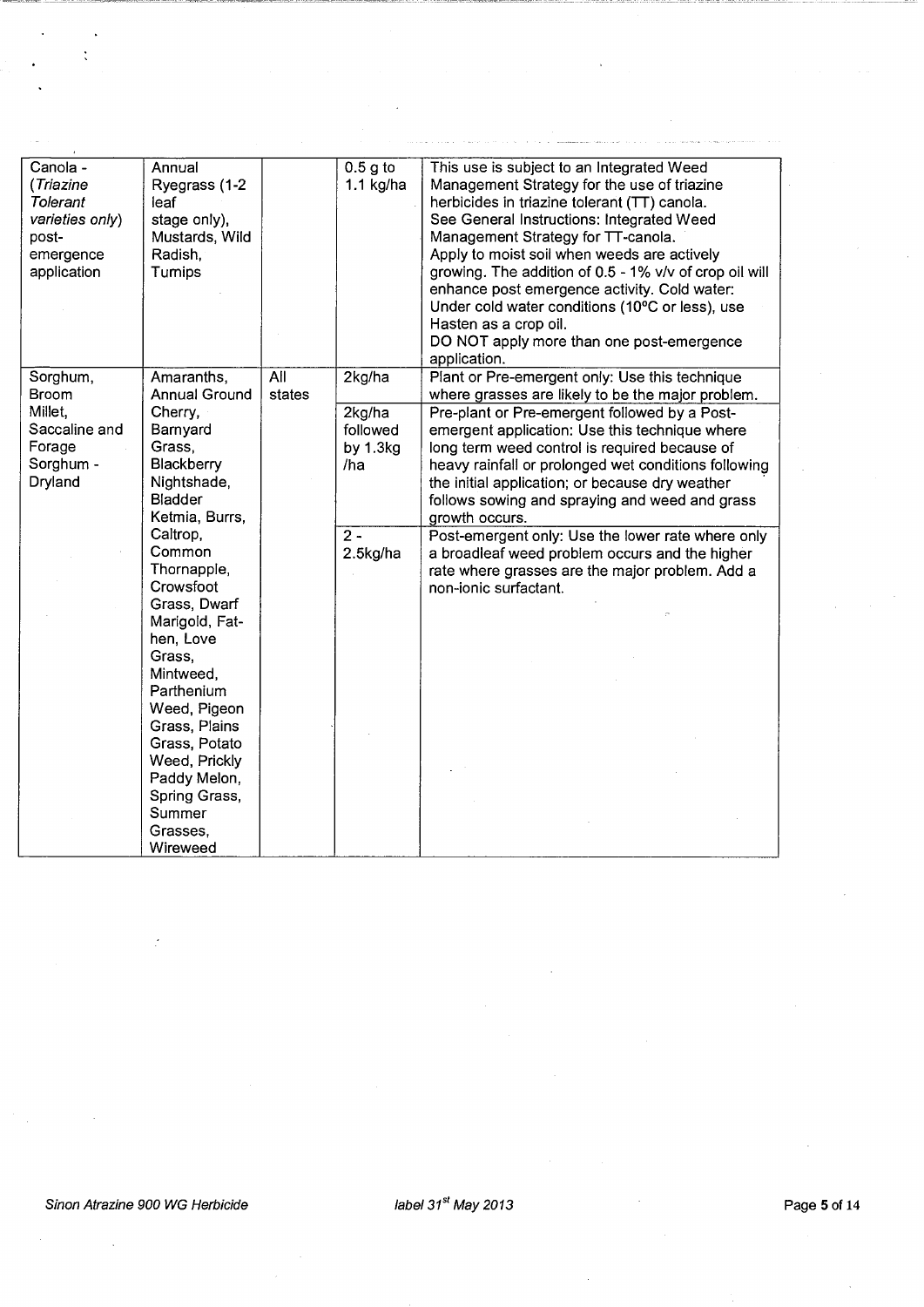| Canola - *(Triazine Tolerant varieties only)* post-emergence application | Annual Ryegrass (1-2 leaf stage only), Mustards, Wild Radish, Turnips | | 0.5 g to 1.1 kg/ha | This use is subject to an Integrated Weed Management Strategy for the use of triazine herbicides in triazine tolerant (TT) canola. See General Instructions: Integrated Weed Management Strategy for TT-canola. Apply to moist soil when weeds are actively growing. The addition of 0.5 - 1% v/v of crop oil will enhance post emergence activity. Cold water: Under cold water conditions (10°C or less), use Hasten as a crop oil. DO NOT apply more than one post-emergence application. |
|---|---|---|---|---|
| Sorghum, Broom Millet, Saccaline and Forage Sorghum - Dryland | Amaranths, Annual Ground Cherry, Barnyard Grass, Blackberry Nightshade, Bladder Ketmia, Burrs, Caltrop, Common Thornapple, Crowsfoot Grass, Dwarf Marigold, Fat-hen, Love Grass, Mintweed, Parthenium Weed, Pigeon Grass, Plains Grass, Potato Weed, Prickly Paddy Melon, Spring Grass, Summer Grasses, Wireweed | All states | 2kg/ha | Plant or Pre-emergent only: Use this technique where grasses are likely to be the major problem. |
| | | | 2kg/ha followed by 1.3kg /ha | Pre-plant or Pre-emergent followed by a Post-emergent application: Use this technique where long term weed control is required because of heavy rainfall or prolonged wet conditions following the initial application; or because dry weather follows sowing and spraying and weed and grass growth occurs. |
| | | | 2 - 2.5kg/ha | Post-emergent only: Use the lower rate where only a broadleaf weed problem occurs and the higher rate where grasses are the major problem. Add a non-ionic surfactant. |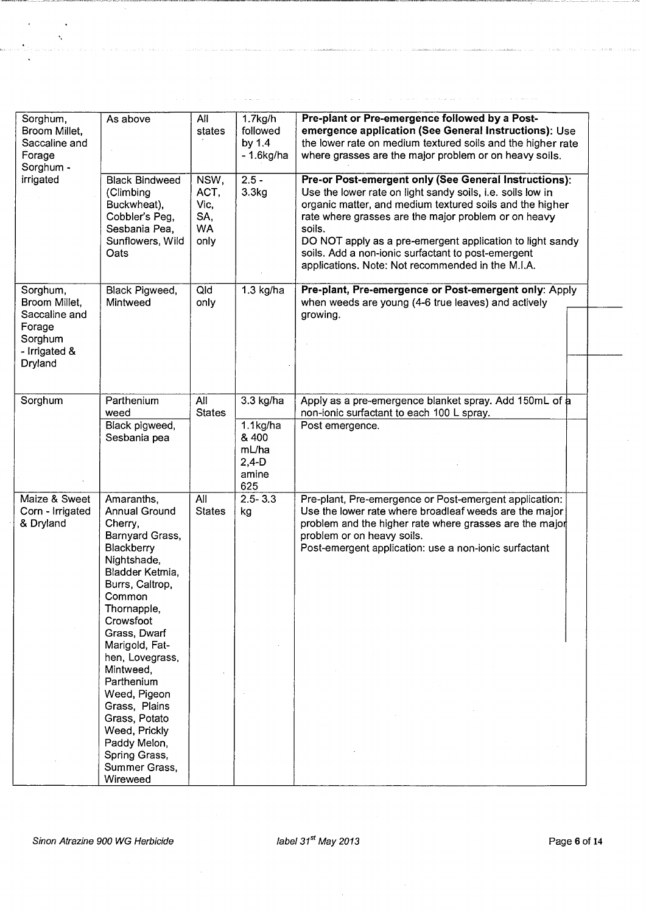| Sorghum, Broom Millet, Saccaline and Forage Sorghum - irrigated | As above | All states | 1.7kg/h followed by 1.4 - 1.6kg/ha | **Pre-plant or Pre-emergence followed by a Post-emergence application (See General Instructions):** Use the lower rate on medium textured soils and the higher rate where grasses are the major problem or on heavy soils. |
|---|---|---|---|---|
| | Black Bindweed (Climbing Buckwheat), Cobbler's Peg, Sesbania Pea, Sunflowers, Wild Oats | NSW, ACT, Vic, SA, WA only | 2.5 - 3.3kg | **Pre-or Post-emergent only (See General Instructions):** Use the lower rate on light sandy soils, i.e. soils low in organic matter, and medium textured soils and the higher rate where grasses are the major problem or on heavy soils. DO NOT apply as a pre-emergent application to light sandy soils. Add a non-ionic surfactant to post-emergent applications. Note: Not recommended in the M.I.A. |
| Sorghum, Broom Millet, Saccaline and Forage Sorghum - Irrigated & Dryland | Black Pigweed, Mintweed | Qld only | 1.3 kg/ha | **Pre-plant, Pre-emergence or Post-emergent only**: Apply when weeds are young (4-6 true leaves) and actively growing. |
| Sorghum | Parthenium weed | All States | 3.3 kg/ha | Apply as a pre-emergence blanket spray. Add 150mL of a non-ionic surfactant to each 100 L spray. |
| | Black pigweed, Sesbania pea | | 1.1kg/ha & 400 mL/ha 2,4-D amine 625 | Post emergence. |
| Maize & Sweet Corn - Irrigated & Dryland | Amaranths, Annual Ground Cherry, Barnyard Grass, Blackberry Nightshade, Bladder Ketmia, Burrs, Caltrop, Common Thornapple, Crowsfoot Grass, Dwarf Marigold, Fat-hen, Lovegrass, Mintweed, Parthenium Weed, Pigeon Grass, Plains Grass, Potato Weed, Prickly Paddy Melon, Spring Grass, Summer Grass, Wireweed | All States | 2.5- 3.3 kg | Pre-plant, Pre-emergence or Post-emergent application: Use the lower rate where broadleaf weeds are the major problem and the higher rate where grasses are the major problem or on heavy soils. Post-emergent application: use a non-ionic surfactant |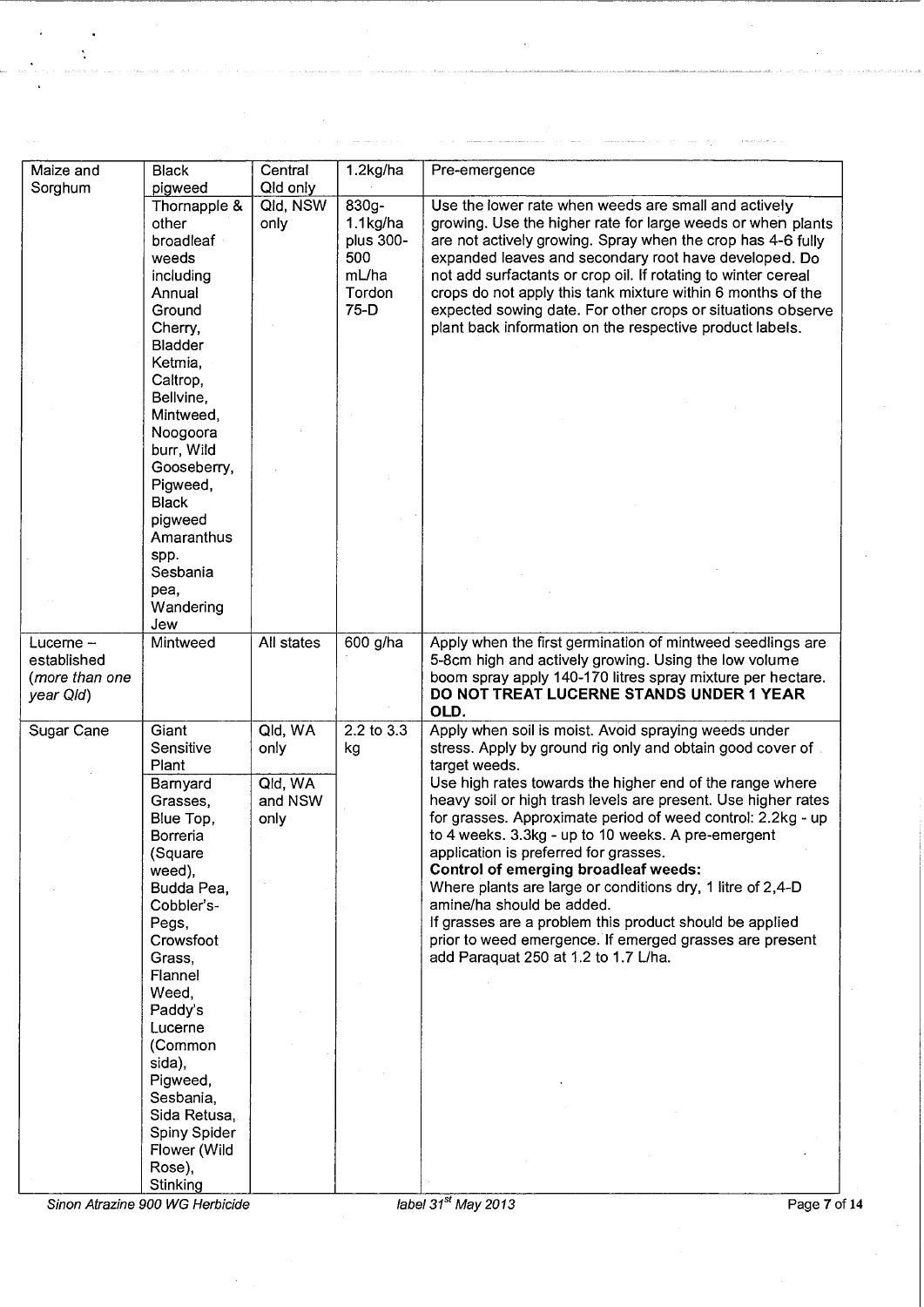| | | | | |
|---|---|---|---|---|
| Maize and Sorghum | Black pigweed | Central Qld only | 1.2kg/ha | Pre-emergence |
| | Thornapple & other broadleaf weeds including Annual Ground Cherry, Bladder Ketmia, Caltrop, Bellvine, Mintweed, Noogoora burr, Wild Gooseberry, Pigweed, Black pigweed Amaranthus spp. Sesbania pea, Wandering Jew | Qld, NSW only | 830g-1.1kg/ha plus 300-500 mL/ha Tordon 75-D | Use the lower rate when weeds are small and actively growing. Use the higher rate for large weeds or when plants are not actively growing. Spray when the crop has 4-6 fully expanded leaves and secondary root have developed. Do not add surfactants or crop oil. If rotating to winter cereal crops do not apply this tank mixture within 6 months of the expected sowing date. For other crops or situations observe plant back information on the respective product labels. |
| Lucerne – established (*more than one year Qld*) | Mintweed | All states | 600 g/ha | Apply when the first germination of mintweed seedlings are 5-8cm high and actively growing. Using the low volume boom spray apply 140-170 litres spray mixture per hectare. **DO NOT TREAT LUCERNE STANDS UNDER 1 YEAR OLD.** |
| Sugar Cane | Giant Sensitive Plant | Qld, WA only | 2.2 to 3.3 kg | Apply when soil is moist. Avoid spraying weeds under stress. Apply by ground rig only and obtain good cover of target weeds. |
| | Barnyard Grasses, Blue Top, Borreria (Square weed), Budda Pea, Cobbler's-Pegs, Crowsfoot Grass, Flannel Weed, Paddy's Lucerne (Common sida), Pigweed, Sesbania, Sida Retusa, Spiny Spider Flower (Wild Rose), Stinking | Qld, WA and NSW only | | Use high rates towards the higher end of the range where heavy soil or high trash levels are present. Use higher rates for grasses. Approximate period of weed control: 2.2kg - up to 4 weeks. 3.3kg - up to 10 weeks. A pre-emergent application is preferred for grasses.<br>**Control of emerging broadleaf weeds:**<br>Where plants are large or conditions dry, 1 litre of 2,4-D amine/ha should be added.<br>If grasses are a problem this product should be applied prior to weed emergence. If emerged grasses are present add Paraquat 250 at 1.2 to 1.7 L/ha. |

Sinon Atrazine 900 WG Herbicide — label 31st May 2013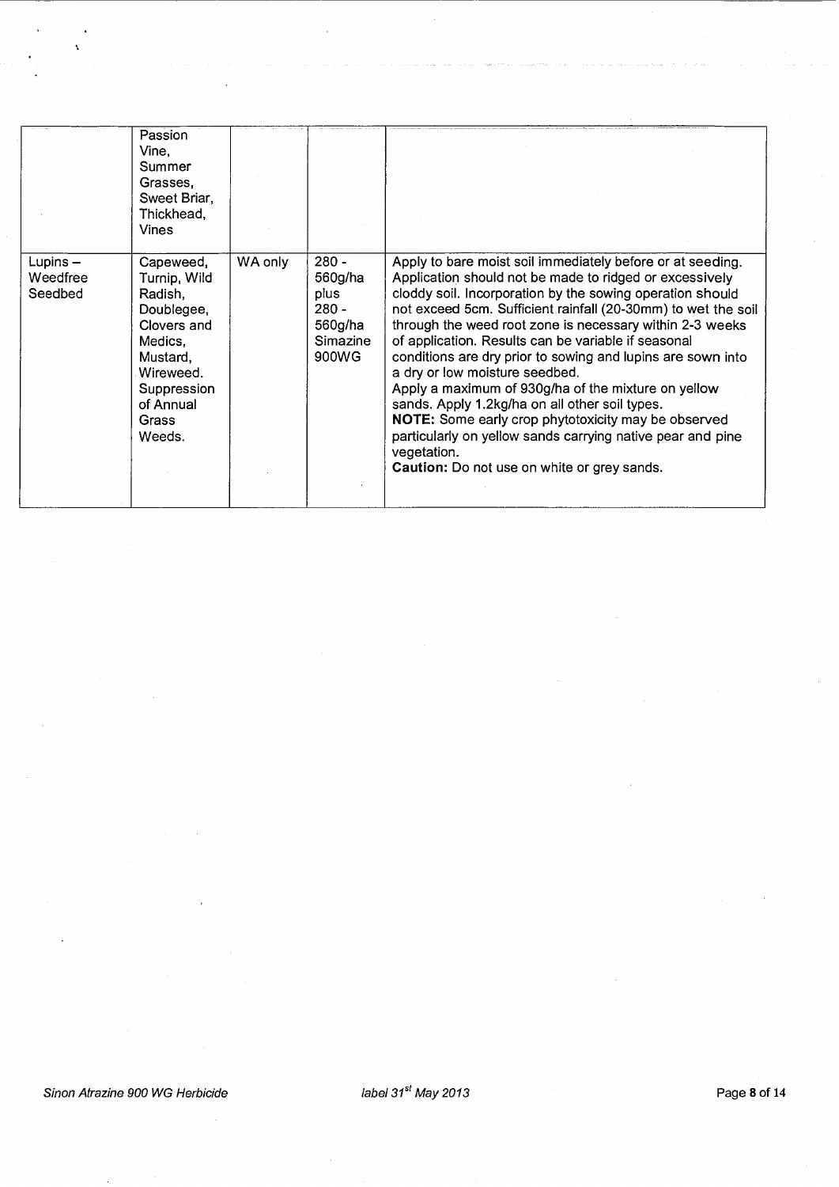| | | | | |
|---|---|---|---|---|
| | Passion Vine, Summer Grasses, Sweet Briar, Thickhead, Vines | | | |
| Lupins – Weedfree Seedbed | Capeweed, Turnip, Wild Radish, Doublegee, Clovers and Medics, Mustard, Wireweed. Suppression of Annual Grass Weeds. | WA only | 280 - 560g/ha plus 280 - 560g/ha Simazine 900WG | Apply to bare moist soil immediately before or at seeding. Application should not be made to ridged or excessively cloddy soil. Incorporation by the sowing operation should not exceed 5cm. Sufficient rainfall (20-30mm) to wet the soil through the weed root zone is necessary within 2-3 weeks of application. Results can be variable if seasonal conditions are dry prior to sowing and lupins are sown into a dry or low moisture seedbed.<br>Apply a maximum of 930g/ha of the mixture on yellow sands. Apply 1.2kg/ha on all other soil types.<br>**NOTE:** Some early crop phytotoxicity may be observed particularly on yellow sands carrying native pear and pine vegetation.<br>**Caution:** Do not use on white or grey sands. |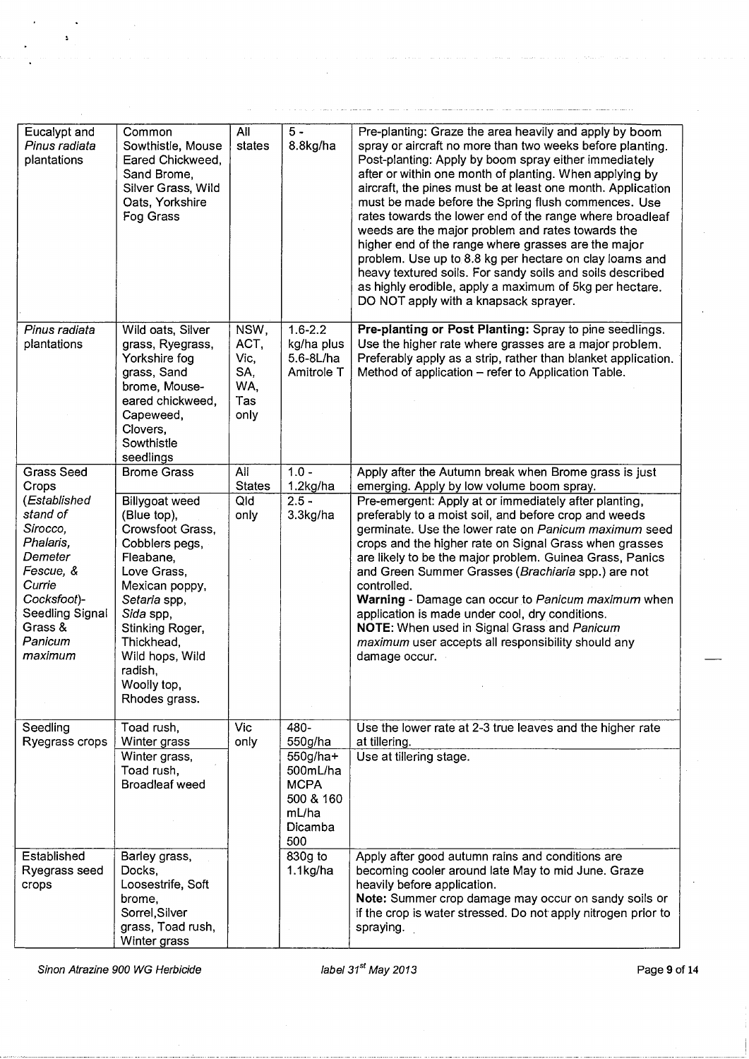| | | | | |
|---|---|---|---|---|
| Eucalypt and *Pinus radiata* plantations | Common Sowthistle, Mouse Eared Chickweed, Sand Brome, Silver Grass, Wild Oats, Yorkshire Fog Grass | All states | 5 - 8.8kg/ha | Pre-planting: Graze the area heavily and apply by boom spray or aircraft no more than two weeks before planting. Post-planting: Apply by boom spray either immediately after or within one month of planting. When applying by aircraft, the pines must be at least one month. Application must be made before the Spring flush commences. Use rates towards the lower end of the range where broadleaf weeds are the major problem and rates towards the higher end of the range where grasses are the major problem. Use up to 8.8 kg per hectare on clay loams and heavy textured soils. For sandy soils and soils described as highly erodible, apply a maximum of 5kg per hectare. DO NOT apply with a knapsack sprayer. |
| *Pinus radiata* plantations | Wild oats, Silver grass, Ryegrass, Yorkshire fog grass, Sand brome, Mouse-eared chickweed, Capeweed, Clovers, Sowthistle seedlings | NSW, ACT, Vic, SA, WA, Tas only | 1.6-2.2 kg/ha plus 5.6-8L/ha Amitrole T | **Pre-planting or Post Planting:** Spray to pine seedlings. Use the higher rate where grasses are a major problem. Preferably apply as a strip, rather than blanket application. Method of application – refer to Application Table. |
| Grass Seed Crops (*Established stand of Sirocco, Phalaris, Demeter Fescue, & Currie Cocksfoot*)- Seedling Signal Grass & *Panicum maximum* | Brome Grass | All States | 1.0 - 1.2kg/ha | Apply after the Autumn break when Brome grass is just emerging. Apply by low volume boom spray. |
| | Billygoat weed (Blue top), Crowsfoot Grass, Cobblers pegs, Fleabane, Love Grass, Mexican poppy, *Setaria* spp, *Sida* spp, Stinking Roger, Thickhead, Wild hops, Wild radish, Woolly top, Rhodes grass. | Qld only | 2.5 - 3.3kg/ha | Pre-emergent: Apply at or immediately after planting, preferably to a moist soil, and before crop and weeds germinate. Use the lower rate on *Panicum maximum* seed crops and the higher rate on Signal Grass when grasses are likely to be the major problem. Guinea Grass, Panics and Green Summer Grasses (*Brachiaria* spp.) are not controlled.<br>**Warning** - Damage can occur to *Panicum maximum* when application is made under cool, dry conditions.<br>**NOTE:** When used in Signal Grass and *Panicum maximum* user accepts all responsibility should any damage occur. |
| Seedling Ryegrass crops | Toad rush, Winter grass | Vic only | 480-550g/ha | Use the lower rate at 2-3 true leaves and the higher rate at tillering. |
| | Winter grass, Toad rush, Broadleaf weed | | 550g/ha+ 500mL/ha MCPA 500 & 160 mL/ha Dicamba 500 | Use at tillering stage. |
| Established Ryegrass seed crops | Barley grass, Docks, Loosestrife, Soft brome, Sorrel, Silver grass, Toad rush, Winter grass | | 830g to 1.1kg/ha | Apply after good autumn rains and conditions are becoming cooler around late May to mid June. Graze heavily before application.<br>**Note:** Summer crop damage may occur on sandy soils or if the crop is water stressed. Do not apply nitrogen prior to spraying. |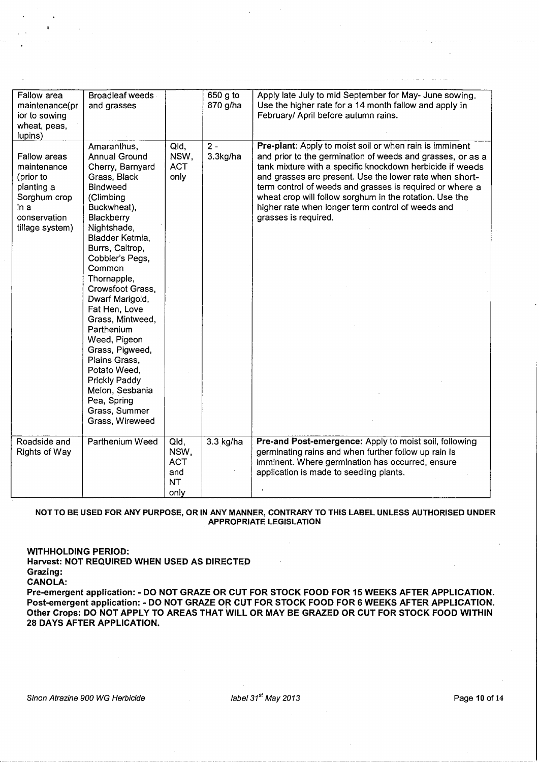| Fallow area maintenance(prior to sowing wheat, peas, lupins) | Broadleaf weeds and grasses | | 650 g to 870 g/ha | Apply late July to mid September for May- June sowing. Use the higher rate for a 14 month fallow and apply in February/ April before autumn rains. |
|---|---|---|---|---|
| Fallow areas maintenance (prior to planting a Sorghum crop in a conservation tillage system) | Amaranthus, Annual Ground Cherry, Barnyard Grass, Black Bindweed (Climbing Buckwheat), Blackberry Nightshade, Bladder Ketmia, Burrs, Caltrop, Cobbler's Pegs, Common Thornapple, Crowsfoot Grass, Dwarf Marigold, Fat Hen, Love Grass, Mintweed, Parthenium Weed, Pigeon Grass, Pigweed, Plains Grass, Potato Weed, Prickly Paddy Melon, Sesbania Pea, Spring Grass, Summer Grass, Wireweed | Qld, NSW, ACT only | 2 - 3.3kg/ha | **Pre-plant**: Apply to moist soil or when rain is imminent and prior to the germination of weeds and grasses, or as a tank mixture with a specific knockdown herbicide if weeds and grasses are present. Use the lower rate when short-term control of weeds and grasses is required or where a wheat crop will follow sorghum in the rotation. Use the higher rate when longer term control of weeds and grasses is required. |
| Roadside and Rights of Way | Parthenium Weed | Qld, NSW, ACT and NT only | 3.3 kg/ha | **Pre-and Post-emergence:** Apply to moist soil, following germinating rains and when further follow up rain is imminent. Where germination has occurred, ensure application is made to seedling plants. |

**NOT TO BE USED FOR ANY PURPOSE, OR IN ANY MANNER, CONTRARY TO THIS LABEL UNLESS AUTHORISED UNDER APPROPRIATE LEGISLATION**

**WITHHOLDING PERIOD:**
**Harvest: NOT REQUIRED WHEN USED AS DIRECTED**
**Grazing:**
**CANOLA:**
**Pre-emergent application: - DO NOT GRAZE OR CUT FOR STOCK FOOD FOR 15 WEEKS AFTER APPLICATION.**
**Post-emergent application: - DO NOT GRAZE OR CUT FOR STOCK FOOD FOR 6 WEEKS AFTER APPLICATION.**
**Other Crops: DO NOT APPLY TO AREAS THAT WILL OR MAY BE GRAZED OR CUT FOR STOCK FOOD WITHIN 28 DAYS AFTER APPLICATION.**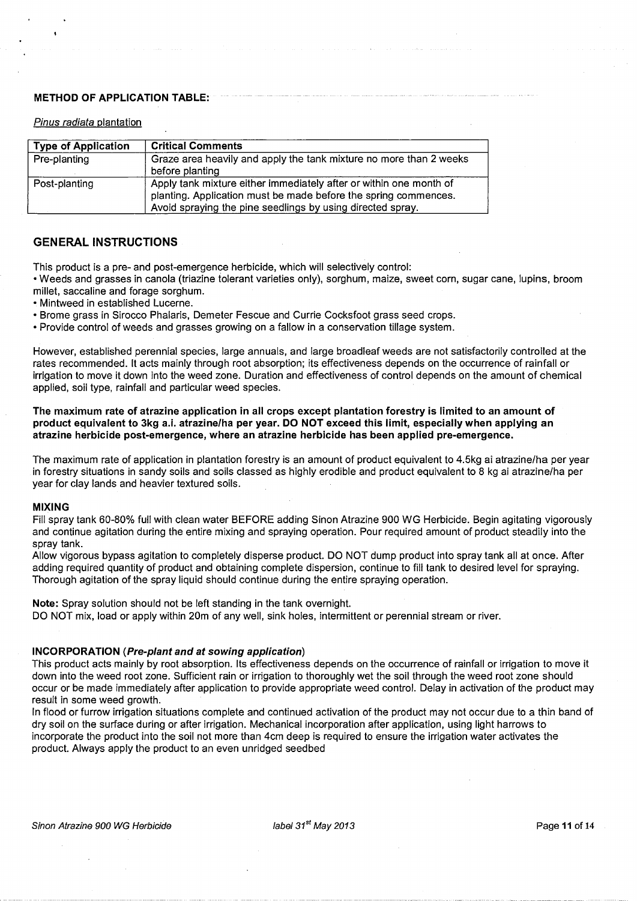**METHOD OF APPLICATION TABLE:**

*Pinus radiata* plantation

| Type of Application | Critical Comments |
|---|---|
| Pre-planting | Graze area heavily and apply the tank mixture no more than 2 weeks before planting |
| Post-planting | Apply tank mixture either immediately after or within one month of planting. Application must be made before the spring commences. Avoid spraying the pine seedlings by using directed spray. |

## GENERAL INSTRUCTIONS

This product is a pre- and post-emergence herbicide, which will selectively control:

- Weeds and grasses in canola (triazine tolerant varieties only), sorghum, maize, sweet corn, sugar cane, lupins, broom millet, saccaline and forage sorghum.
- Mintweed in established Lucerne.
- Brome grass in Sirocco Phalaris, Demeter Fescue and Currie Cocksfoot grass seed crops.
- Provide control of weeds and grasses growing on a fallow in a conservation tillage system.

However, established perennial species, large annuals, and large broadleaf weeds are not satisfactorily controlled at the rates recommended. It acts mainly through root absorption; its effectiveness depends on the occurrence of rainfall or irrigation to move it down into the weed zone. Duration and effectiveness of control depends on the amount of chemical applied, soil type, rainfall and particular weed species.

**The maximum rate of atrazine application in all crops except plantation forestry is limited to an amount of product equivalent to 3kg a.i. atrazine/ha per year. DO NOT exceed this limit, especially when applying an atrazine herbicide post-emergence, where an atrazine herbicide has been applied pre-emergence.**

The maximum rate of application in plantation forestry is an amount of product equivalent to 4.5kg ai atrazine/ha per year in forestry situations in sandy soils and soils classed as highly erodible and product equivalent to 8 kg ai atrazine/ha per year for clay lands and heavier textured soils.

### MIXING

Fill spray tank 60-80% full with clean water BEFORE adding Sinon Atrazine 900 WG Herbicide. Begin agitating vigorously and continue agitation during the entire mixing and spraying operation. Pour required amount of product steadily into the spray tank.

Allow vigorous bypass agitation to completely disperse product. DO NOT dump product into spray tank all at once. After adding required quantity of product and obtaining complete dispersion, continue to fill tank to desired level for spraying. Thorough agitation of the spray liquid should continue during the entire spraying operation.

**Note:** Spray solution should not be left standing in the tank overnight.

DO NOT mix, load or apply within 20m of any well, sink holes, intermittent or perennial stream or river.

### INCORPORATION (*Pre-plant and at sowing application*)

This product acts mainly by root absorption. Its effectiveness depends on the occurrence of rainfall or irrigation to move it down into the weed root zone. Sufficient rain or irrigation to thoroughly wet the soil through the weed root zone should occur or be made immediately after application to provide appropriate weed control. Delay in activation of the product may result in some weed growth.

In flood or furrow irrigation situations complete and continued activation of the product may not occur due to a thin band of dry soil on the surface during or after irrigation. Mechanical incorporation after application, using light harrows to incorporate the product into the soil not more than 4cm deep is required to ensure the irrigation water activates the product. Always apply the product to an even unridged seedbed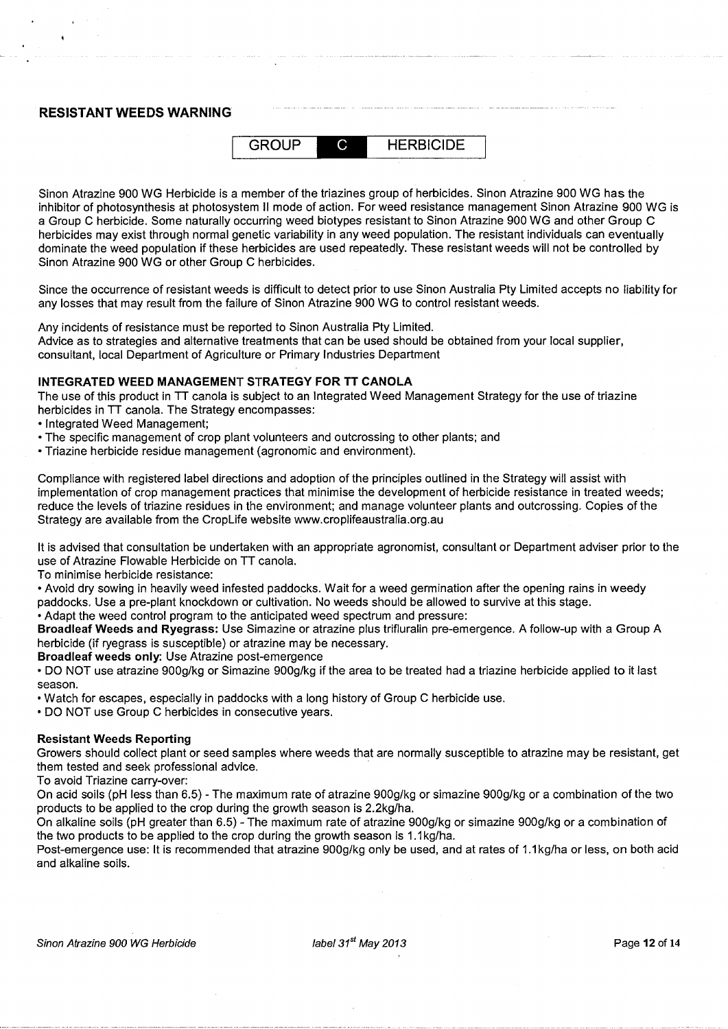## RESISTANT WEEDS WARNING

| GROUP | C | HERBICIDE |
|---|---|---|

Sinon Atrazine 900 WG Herbicide is a member of the triazines group of herbicides. Sinon Atrazine 900 WG has the inhibitor of photosynthesis at photosystem II mode of action. For weed resistance management Sinon Atrazine 900 WG is a Group C herbicide. Some naturally occurring weed biotypes resistant to Sinon Atrazine 900 WG and other Group C herbicides may exist through normal genetic variability in any weed population. The resistant individuals can eventually dominate the weed population if these herbicides are used repeatedly. These resistant weeds will not be controlled by Sinon Atrazine 900 WG or other Group C herbicides.

Since the occurrence of resistant weeds is difficult to detect prior to use Sinon Australia Pty Limited accepts no liability for any losses that may result from the failure of Sinon Atrazine 900 WG to control resistant weeds.

Any incidents of resistance must be reported to Sinon Australia Pty Limited.
Advice as to strategies and alternative treatments that can be used should be obtained from your local supplier, consultant, local Department of Agriculture or Primary Industries Department

### INTEGRATED WEED MANAGEMENT STRATEGY FOR TT CANOLA

The use of this product in TT canola is subject to an Integrated Weed Management Strategy for the use of triazine herbicides in TT canola. The Strategy encompasses:

- Integrated Weed Management;
- The specific management of crop plant volunteers and outcrossing to other plants; and
- Triazine herbicide residue management (agronomic and environment).

Compliance with registered label directions and adoption of the principles outlined in the Strategy will assist with implementation of crop management practices that minimise the development of herbicide resistance in treated weeds; reduce the levels of triazine residues in the environment; and manage volunteer plants and outcrossing. Copies of the Strategy are available from the CropLife website www.croplifeaustralia.org.au

It is advised that consultation be undertaken with an appropriate agronomist, consultant or Department adviser prior to the use of Atrazine Flowable Herbicide on TT canola.

To minimise herbicide resistance:

- Avoid dry sowing in heavily weed infested paddocks. Wait for a weed germination after the opening rains in weedy paddocks. Use a pre-plant knockdown or cultivation. No weeds should be allowed to survive at this stage.
- Adapt the weed control program to the anticipated weed spectrum and pressure:

**Broadleaf Weeds and Ryegrass:** Use Simazine or atrazine plus trifluralin pre-emergence. A follow-up with a Group A herbicide (if ryegrass is susceptible) or atrazine may be necessary.

**Broadleaf weeds only**: Use Atrazine post-emergence

- DO NOT use atrazine 900g/kg or Simazine 900g/kg if the area to be treated had a triazine herbicide applied to it last season.
- Watch for escapes, especially in paddocks with a long history of Group C herbicide use.
- DO NOT use Group C herbicides in consecutive years.

### Resistant Weeds Reporting

Growers should collect plant or seed samples where weeds that are normally susceptible to atrazine may be resistant, get them tested and seek professional advice.

To avoid Triazine carry-over:

On acid soils (pH less than 6.5) - The maximum rate of atrazine 900g/kg or simazine 900g/kg or a combination of the two products to be applied to the crop during the growth season is 2.2kg/ha.

On alkaline soils (pH greater than 6.5) - The maximum rate of atrazine 900g/kg or simazine 900g/kg or a combination of the two products to be applied to the crop during the growth season is 1.1kg/ha.

Post-emergence use: It is recommended that atrazine 900g/kg only be used, and at rates of 1.1kg/ha or less, on both acid and alkaline soils.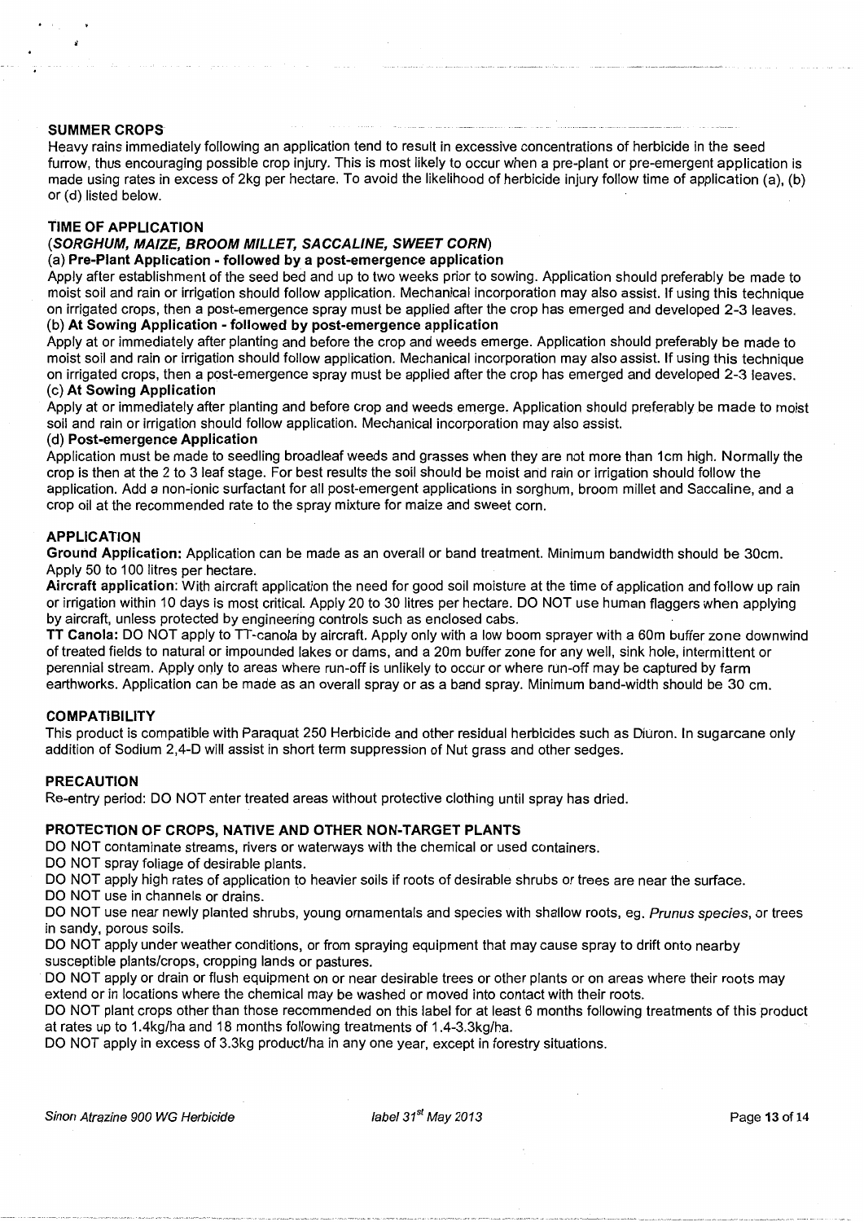## SUMMER CROPS

Heavy rains immediately following an application tend to result in excessive concentrations of herbicide in the seed furrow, thus encouraging possible crop injury. This is most likely to occur when a pre-plant or pre-emergent application is made using rates in excess of 2kg per hectare. To avoid the likelihood of herbicide injury follow time of application (a), (b) or (d) listed below.

## TIME OF APPLICATION

### (*SORGHUM, MAIZE, BROOM MILLET, SACCALINE, SWEET CORN*)

**(a) Pre-Plant Application - followed by a post-emergence application**

Apply after establishment of the seed bed and up to two weeks prior to sowing. Application should preferably be made to moist soil and rain or irrigation should follow application. Mechanical incorporation may also assist. If using this technique on irrigated crops, then a post-emergence spray must be applied after the crop has emerged and developed 2-3 leaves.

**(b) At Sowing Application - followed by post-emergence application**

Apply at or immediately after planting and before the crop and weeds emerge. Application should preferably be made to moist soil and rain or irrigation should follow application. Mechanical incorporation may also assist. If using this technique on irrigated crops, then a post-emergence spray must be applied after the crop has emerged and developed 2-3 leaves.

**(c) At Sowing Application**

Apply at or immediately after planting and before crop and weeds emerge. Application should preferably be made to moist soil and rain or irrigation should follow application. Mechanical incorporation may also assist.

**(d) Post-emergence Application**

Application must be made to seedling broadleaf weeds and grasses when they are not more than 1cm high. Normally the crop is then at the 2 to 3 leaf stage. For best results the soil should be moist and rain or irrigation should follow the application. Add a non-ionic surfactant for all post-emergent applications in sorghum, broom millet and Saccaline, and a crop oil at the recommended rate to the spray mixture for maize and sweet corn.

## APPLICATION

**Ground Application:** Application can be made as an overall or band treatment. Minimum bandwidth should be 30cm. Apply 50 to 100 litres per hectare.

**Aircraft application**: With aircraft application the need for good soil moisture at the time of application and follow up rain or irrigation within 10 days is most critical. Apply 20 to 30 litres per hectare. DO NOT use human flaggers when applying by aircraft, unless protected by engineering controls such as enclosed cabs.

**TT Canola:** DO NOT apply to TT-canola by aircraft. Apply only with a low boom sprayer with a 60m buffer zone downwind of treated fields to natural or impounded lakes or dams, and a 20m buffer zone for any well, sink hole, intermittent or perennial stream. Apply only to areas where run-off is unlikely to occur or where run-off may be captured by farm earthworks. Application can be made as an overall spray or as a band spray. Minimum band-width should be 30 cm.

## COMPATIBILITY

This product is compatible with Paraquat 250 Herbicide and other residual herbicides such as Diuron. In sugarcane only addition of Sodium 2,4-D will assist in short term suppression of Nut grass and other sedges.

## PRECAUTION

Re-entry period: DO NOT enter treated areas without protective clothing until spray has dried.

## PROTECTION OF CROPS, NATIVE AND OTHER NON-TARGET PLANTS

DO NOT contaminate streams, rivers or waterways with the chemical or used containers.

DO NOT spray foliage of desirable plants.

DO NOT apply high rates of application to heavier soils if roots of desirable shrubs or trees are near the surface.

DO NOT use in channels or drains.

DO NOT use near newly planted shrubs, young ornamentals and species with shallow roots, eg. *Prunus species*, or trees in sandy, porous soils.

DO NOT apply under weather conditions, or from spraying equipment that may cause spray to drift onto nearby susceptible plants/crops, cropping lands or pastures.

DO NOT apply or drain or flush equipment on or near desirable trees or other plants or on areas where their roots may extend or in locations where the chemical may be washed or moved into contact with their roots.

DO NOT plant crops other than those recommended on this label for at least 6 months following treatments of this product at rates up to 1.4kg/ha and 18 months following treatments of 1.4-3.3kg/ha.

DO NOT apply in excess of 3.3kg product/ha in any one year, except in forestry situations.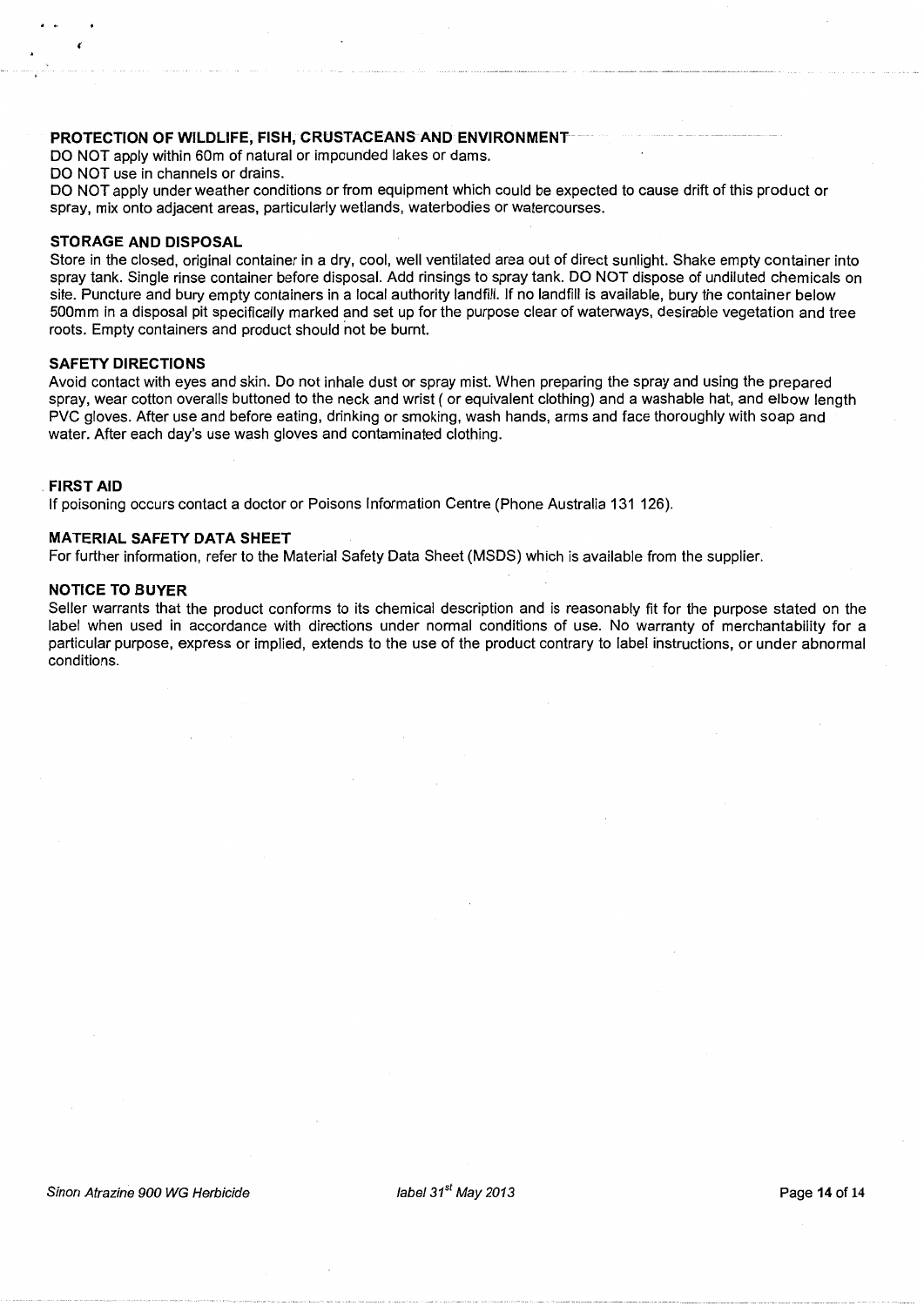## PROTECTION OF WILDLIFE, FISH, CRUSTACEANS AND ENVIRONMENT

DO NOT apply within 60m of natural or impounded lakes or dams.
DO NOT use in channels or drains.
DO NOT apply under weather conditions or from equipment which could be expected to cause drift of this product or spray, mix onto adjacent areas, particularly wetlands, waterbodies or watercourses.

## STORAGE AND DISPOSAL

Store in the closed, original container in a dry, cool, well ventilated area out of direct sunlight. Shake empty container into spray tank. Single rinse container before disposal. Add rinsings to spray tank. DO NOT dispose of undiluted chemicals on site. Puncture and bury empty containers in a local authority landfill. If no landfill is available, bury the container below 500mm in a disposal pit specifically marked and set up for the purpose clear of waterways, desirable vegetation and tree roots. Empty containers and product should not be burnt.

## SAFETY DIRECTIONS

Avoid contact with eyes and skin. Do not inhale dust or spray mist. When preparing the spray and using the prepared spray, wear cotton overalls buttoned to the neck and wrist ( or equivalent clothing) and a washable hat, and elbow length PVC gloves. After use and before eating, drinking or smoking, wash hands, arms and face thoroughly with soap and water. After each day's use wash gloves and contaminated clothing.

## FIRST AID

If poisoning occurs contact a doctor or Poisons Information Centre (Phone Australia 131 126).

## MATERIAL SAFETY DATA SHEET

For further information, refer to the Material Safety Data Sheet (MSDS) which is available from the supplier.

## NOTICE TO BUYER

Seller warrants that the product conforms to its chemical description and is reasonably fit for the purpose stated on the label when used in accordance with directions under normal conditions of use. No warranty of merchantability for a particular purpose, express or implied, extends to the use of the product contrary to label instructions, or under abnormal conditions.